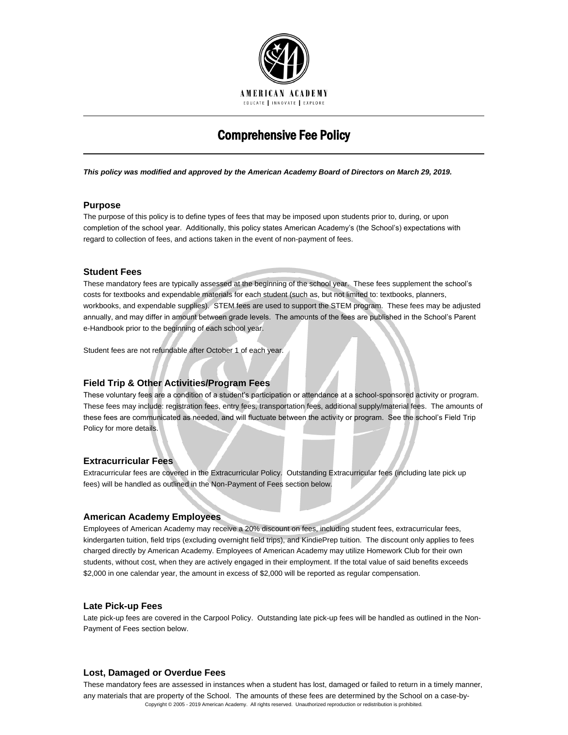AMERICAN ACADEMY

EDUCATE | INNOVATE | EXPLORE

# Comprehensive Fee Policy

***This policy was modified and approved by the American Academy Board of Directors on March 29, 2019.***

## Purpose

The purpose of this policy is to define types of fees that may be imposed upon students prior to, during, or upon completion of the school year. Additionally, this policy states American Academy's (the School's) expectations with regard to collection of fees, and actions taken in the event of non-payment of fees.

## Student Fees

These mandatory fees are typically assessed at the beginning of the school year. These fees supplement the school's costs for textbooks and expendable materials for each student (such as, but not limited to: textbooks, planners, workbooks, and expendable supplies). STEM fees are used to support the STEM program. These fees may be adjusted annually, and may differ in amount between grade levels. The amounts of the fees are published in the School's Parent e-Handbook prior to the beginning of each school year.

Student fees are not refundable after October 1 of each year.

## Field Trip & Other Activities/Program Fees

These voluntary fees are a condition of a student's participation or attendance at a school-sponsored activity or program. These fees may include: registration fees, entry fees, transportation fees, additional supply/material fees. The amounts of these fees are communicated as needed, and will fluctuate between the activity or program. See the school's Field Trip Policy for more details.

## Extracurricular Fees

Extracurricular fees are covered in the Extracurricular Policy. Outstanding Extracurricular fees (including late pick up fees) will be handled as outlined in the Non-Payment of Fees section below.

## American Academy Employees

Employees of American Academy may receive a 20% discount on fees, including student fees, extracurricular fees, kindergarten tuition, field trips (excluding overnight field trips), and KindiePrep tuition. The discount only applies to fees charged directly by American Academy. Employees of American Academy may utilize Homework Club for their own students, without cost, when they are actively engaged in their employment. If the total value of said benefits exceeds $2,000 in one calendar year, the amount in excess of $2,000 will be reported as regular compensation.

## Late Pick-up Fees

Late pick-up fees are covered in the Carpool Policy. Outstanding late pick-up fees will be handled as outlined in the Non-Payment of Fees section below.

## Lost, Damaged or Overdue Fees

These mandatory fees are assessed in instances when a student has lost, damaged or failed to return in a timely manner, any materials that are property of the School. The amounts of these fees are determined by the School on a case-by-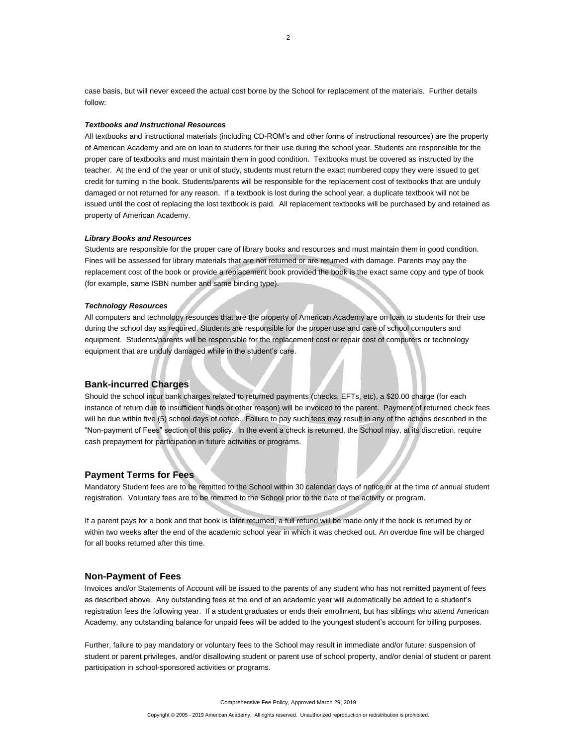case basis, but will never exceed the actual cost borne by the School for replacement of the materials. Further details follow:

***Textbooks and Instructional Resources***

All textbooks and instructional materials (including CD-ROM's and other forms of instructional resources) are the property of American Academy and are on loan to students for their use during the school year. Students are responsible for the proper care of textbooks and must maintain them in good condition. Textbooks must be covered as instructed by the teacher. At the end of the year or unit of study, students must return the exact numbered copy they were issued to get credit for turning in the book. Students/parents will be responsible for the replacement cost of textbooks that are unduly damaged or not returned for any reason. If a textbook is lost during the school year, a duplicate textbook will not be issued until the cost of replacing the lost textbook is paid. All replacement textbooks will be purchased by and retained as property of American Academy.

***Library Books and Resources***

Students are responsible for the proper care of library books and resources and must maintain them in good condition. Fines will be assessed for library materials that are not returned or are returned with damage. Parents may pay the replacement cost of the book or provide a replacement book provided the book is the exact same copy and type of book (for example, same ISBN number and same binding type).

***Technology Resources***

All computers and technology resources that are the property of American Academy are on loan to students for their use during the school day as required. Students are responsible for the proper use and care of school computers and equipment. Students/parents will be responsible for the replacement cost or repair cost of computers or technology equipment that are unduly damaged while in the student's care.

## Bank-incurred Charges

Should the school incur bank charges related to returned payments (checks, EFTs, etc), a $20.00 charge (for each instance of return due to insufficient funds or other reason) will be invoiced to the parent. Payment of returned check fees will be due within five (5) school days of notice. Failure to pay such fees may result in any of the actions described in the "Non-payment of Fees" section of this policy. In the event a check is returned, the School may, at its discretion, require cash prepayment for participation in future activities or programs.

## Payment Terms for Fees

Mandatory Student fees are to be remitted to the School within 30 calendar days of notice or at the time of annual student registration. Voluntary fees are to be remitted to the School prior to the date of the activity or program.

If a parent pays for a book and that book is later returned, a full refund will be made only if the book is returned by or within two weeks after the end of the academic school year in which it was checked out. An overdue fine will be charged for all books returned after this time.

## Non-Payment of Fees

Invoices and/or Statements of Account will be issued to the parents of any student who has not remitted payment of fees as described above. Any outstanding fees at the end of an academic year will automatically be added to a student's registration fees the following year. If a student graduates or ends their enrollment, but has siblings who attend American Academy, any outstanding balance for unpaid fees will be added to the youngest student's account for billing purposes.

Further, failure to pay mandatory or voluntary fees to the School may result in immediate and/or future: suspension of student or parent privileges, and/or disallowing student or parent use of school property, and/or denial of student or parent participation in school-sponsored activities or programs.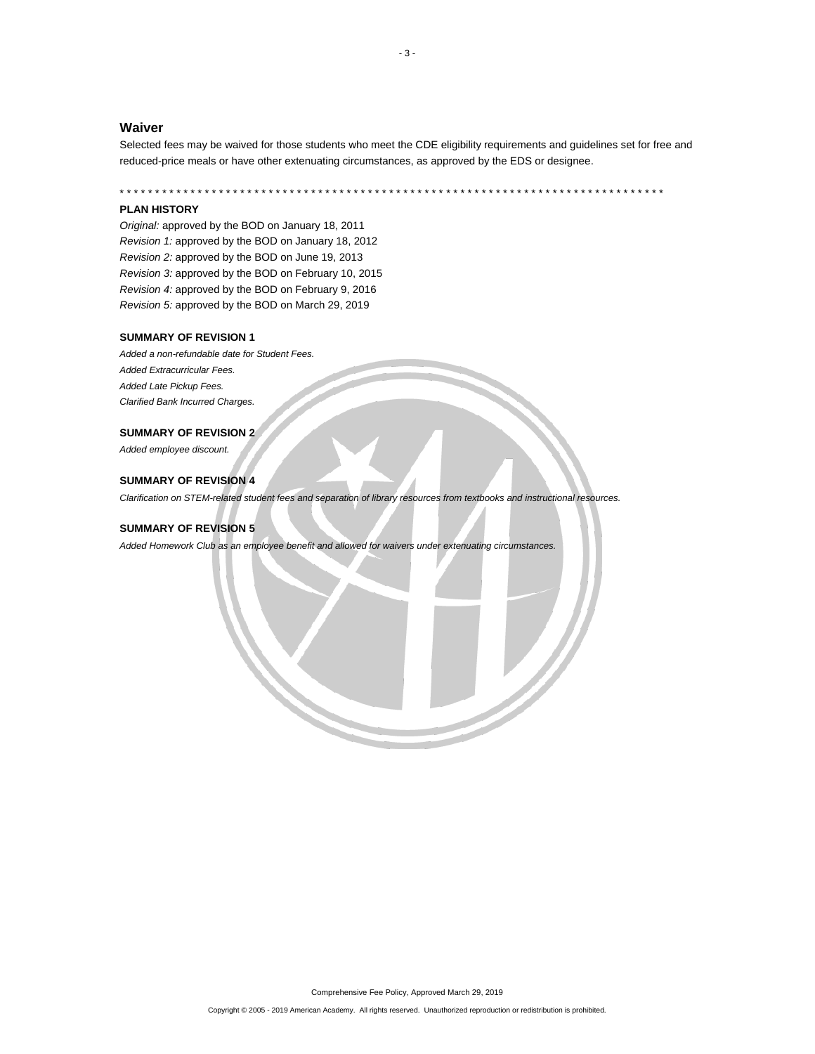## Waiver

Selected fees may be waived for those students who meet the CDE eligibility requirements and guidelines set for free and reduced-price meals or have other extenuating circumstances, as approved by the EDS or designee.

* * * * * * * * * * * * * * * * * * * * * * * * * * * * * * * * * * * * * * * * * * * * * * * * * * * * * * * * * * * * * * * * * * * * * * * * * * * * * * *

**PLAN HISTORY**

*Original:* approved by the BOD on January 18, 2011
*Revision 1:* approved by the BOD on January 18, 2012
*Revision 2:* approved by the BOD on June 19, 2013
*Revision 3:* approved by the BOD on February 10, 2015
*Revision 4:* approved by the BOD on February 9, 2016
*Revision 5:* approved by the BOD on March 29, 2019

**SUMMARY OF REVISION 1**

*Added a non-refundable date for Student Fees.*
*Added Extracurricular Fees.*
*Added Late Pickup Fees.*
*Clarified Bank Incurred Charges.*

**SUMMARY OF REVISION 2**

*Added employee discount.*

**SUMMARY OF REVISION 4**

*Clarification on STEM-related student fees and separation of library resources from textbooks and instructional resources.*

**SUMMARY OF REVISION 5**

*Added Homework Club as an employee benefit and allowed for waivers under extenuating circumstances.*

Comprehensive Fee Policy, Approved March 29, 2019

Copyright © 2005 - 2019 American Academy. All rights reserved. Unauthorized reproduction or redistribution is prohibited.